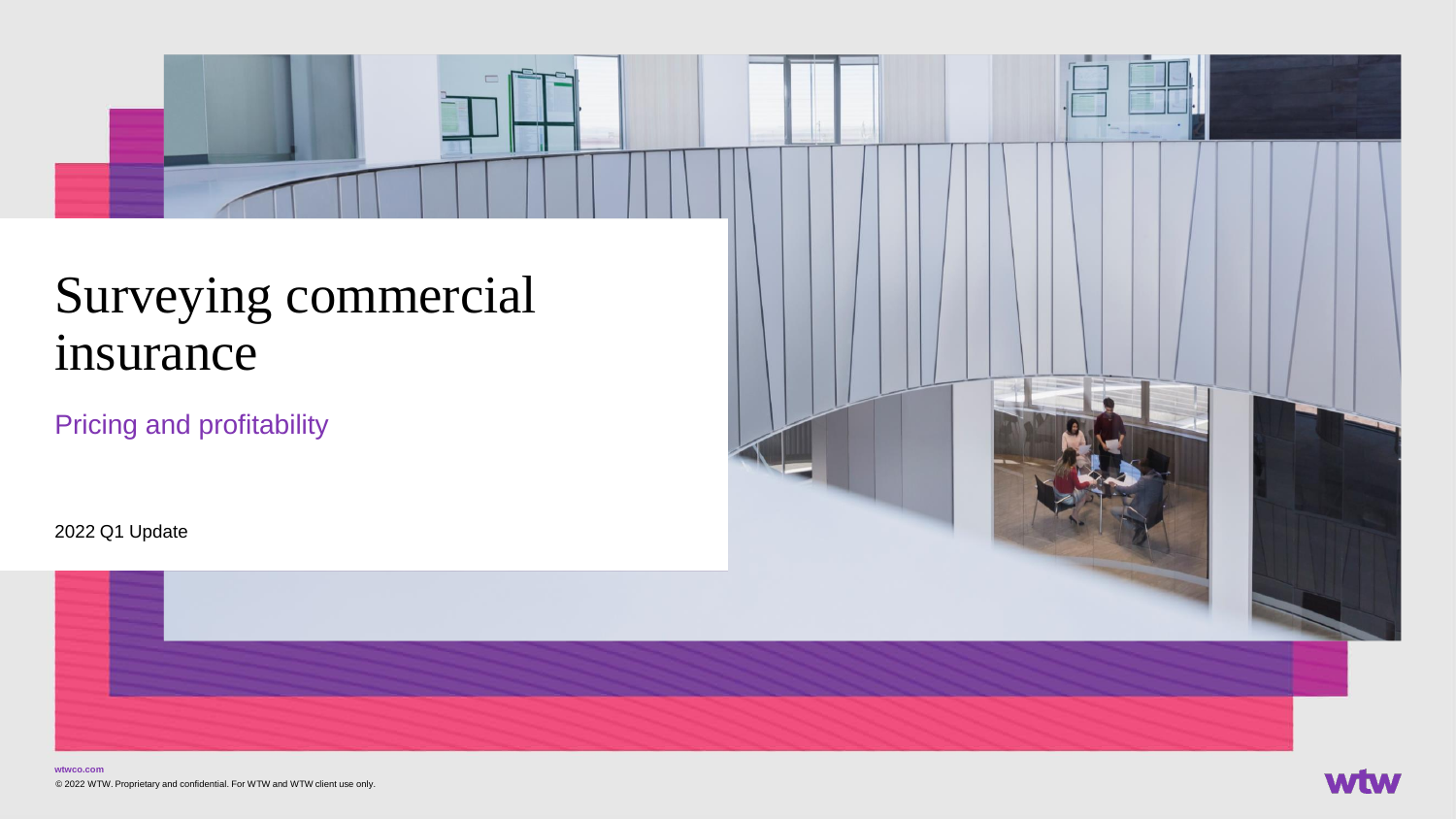# Surveying commercial insurance

## Pricing and profitability

2022 Q1 Update

wtwco.com

© 2022 WTW. Proprietary and confidential. For WTW and WTW client use only.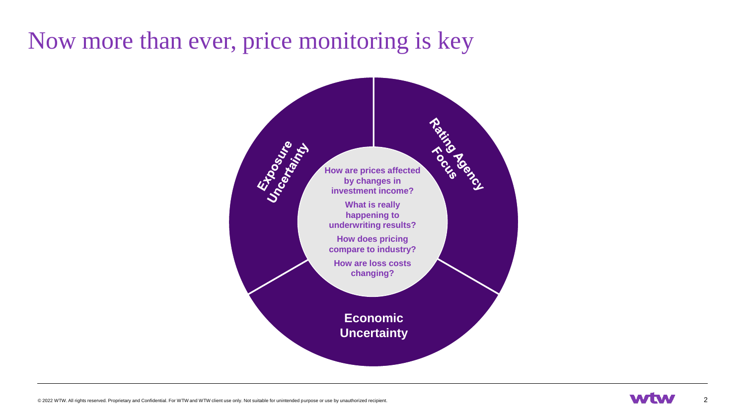# Now more than ever, price monitoring is key

**Exposure Uncertainty**

**Rating Agency Focus**

**Economic Uncertainty**

**How are prices affected by changes in investment income?**

**What is really happening to underwriting results?**

**How does pricing compare to industry?**

**How are loss costs changing?**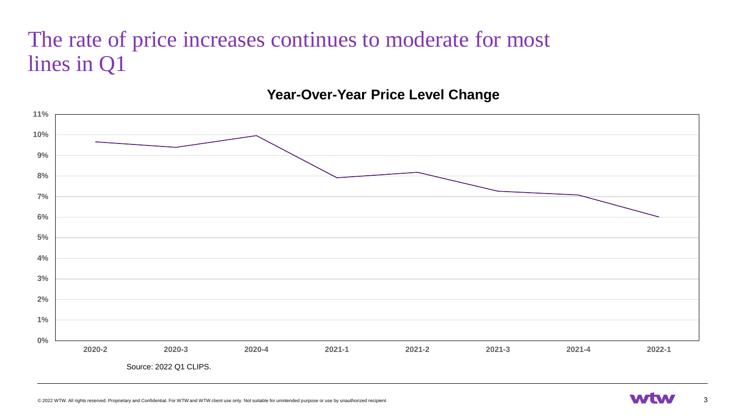# The rate of price increases continues to moderate for most lines in Q1

**Year-Over-Year Price Level Change**

Source: 2022 Q1 CLIPS.

© 2022 WTW. All rights reserved. Proprietary and Confidential. For WTW and WTW client use only. Not suitable for unintended purpose or use by unauthorized recipient.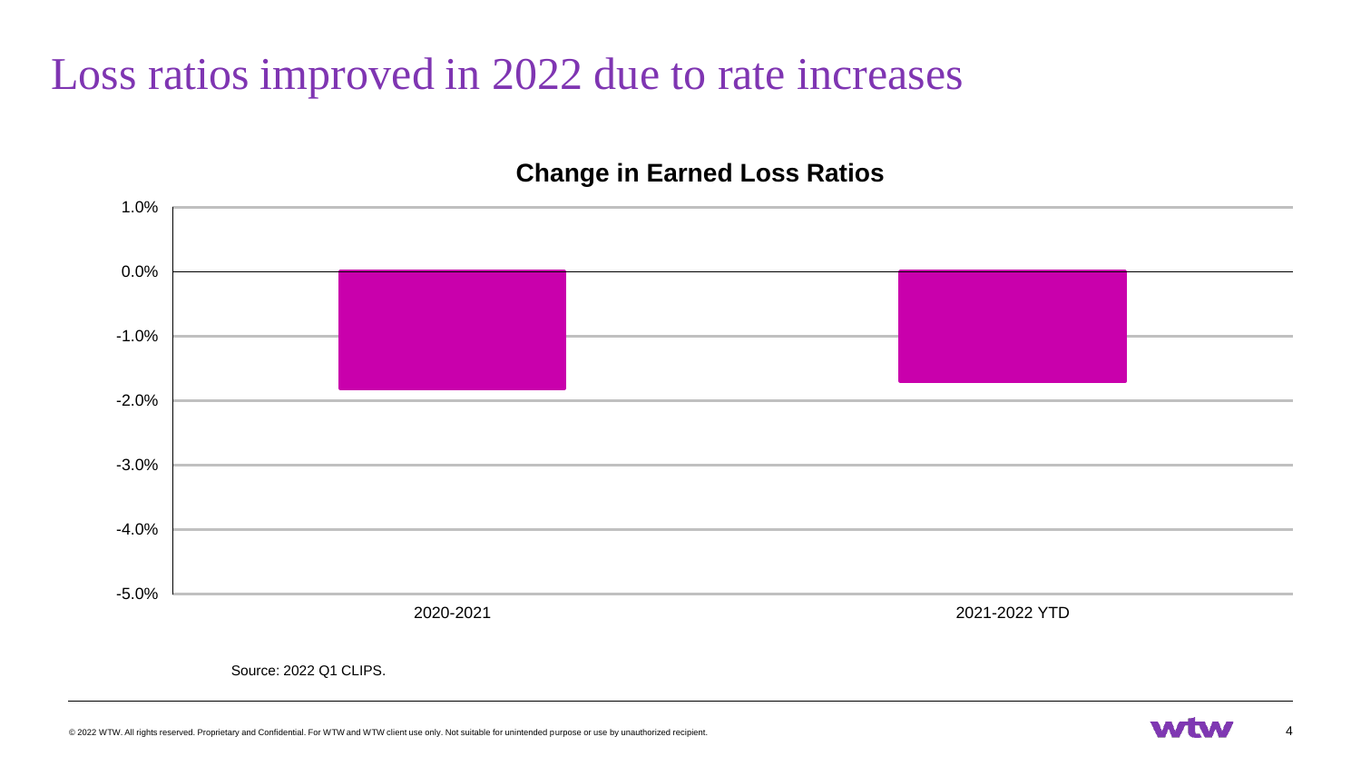# Loss ratios improved in 2022 due to rate increases

**Change in Earned Loss Ratios**

| Period | Change in Earned Loss Ratio |
|---|---|
| 2020-2021 | approx. -1.8% |
| 2021-2022 YTD | approx. -1.7% |

Source: 2022 Q1 CLIPS.

© 2022 WTW. All rights reserved. Proprietary and Confidential. For WTW and WTW client use only. Not suitable for unintended purpose or use by unauthorized recipient.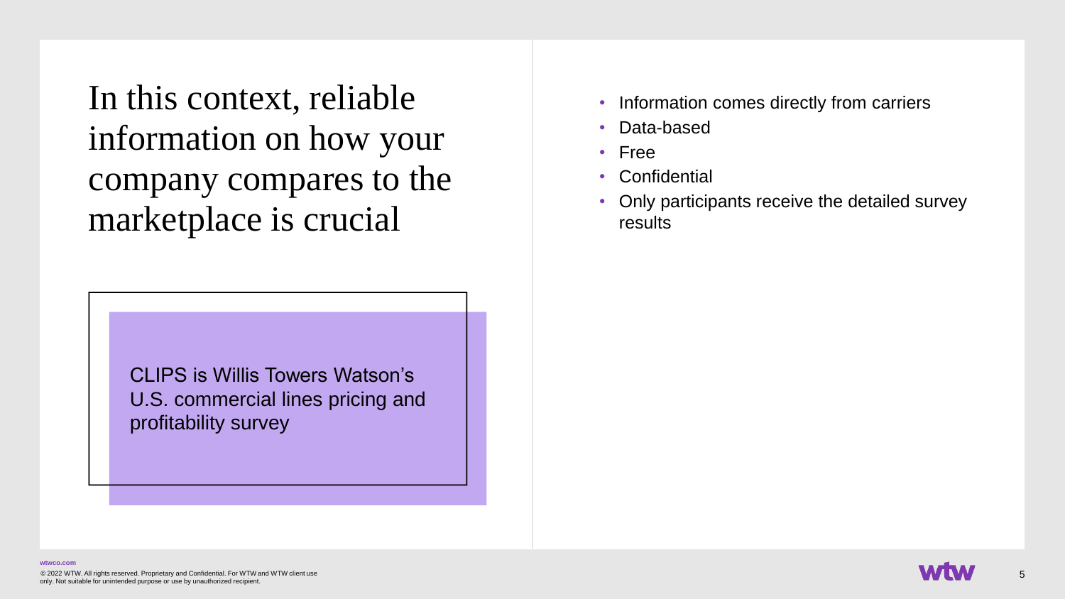# In this context, reliable information on how your company compares to the marketplace is crucial

CLIPS is Willis Towers Watson's U.S. commercial lines pricing and profitability survey

- Information comes directly from carriers
- Data-based
- Free
- Confidential
- Only participants receive the detailed survey results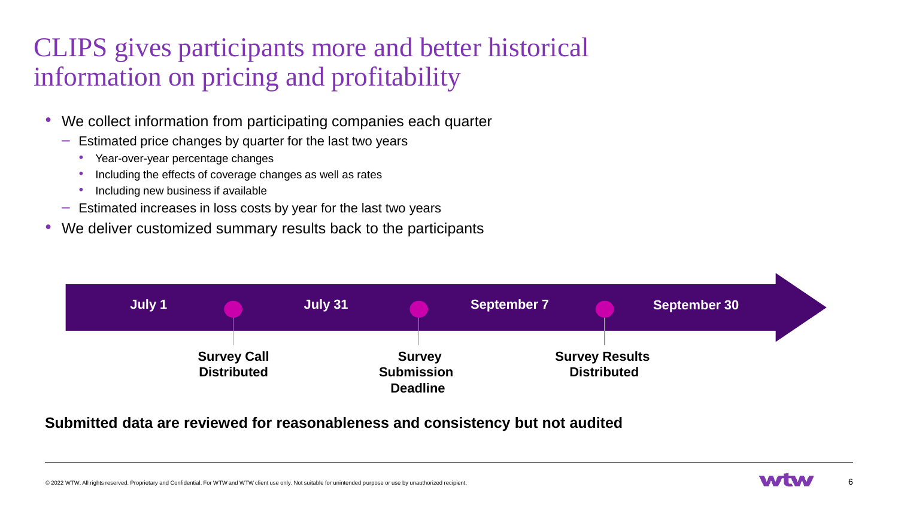# CLIPS gives participants more and better historical information on pricing and profitability

- We collect information from participating companies each quarter
  - Estimated price changes by quarter for the last two years
    - Year-over-year percentage changes
    - Including the effects of coverage changes as well as rates
    - Including new business if available
  - Estimated increases in loss costs by year for the last two years
- We deliver customized summary results back to the participants

**July 1** — **Survey Call Distributed** — **July 31** — **Survey Submission Deadline** — **September 7** — **Survey Results Distributed** — **September 30**

**Submitted data are reviewed for reasonableness and consistency but not audited**

© 2022 WTW. All rights reserved. Proprietary and Confidential. For WTW and WTW client use only. Not suitable for unintended purpose or use by unauthorized recipient.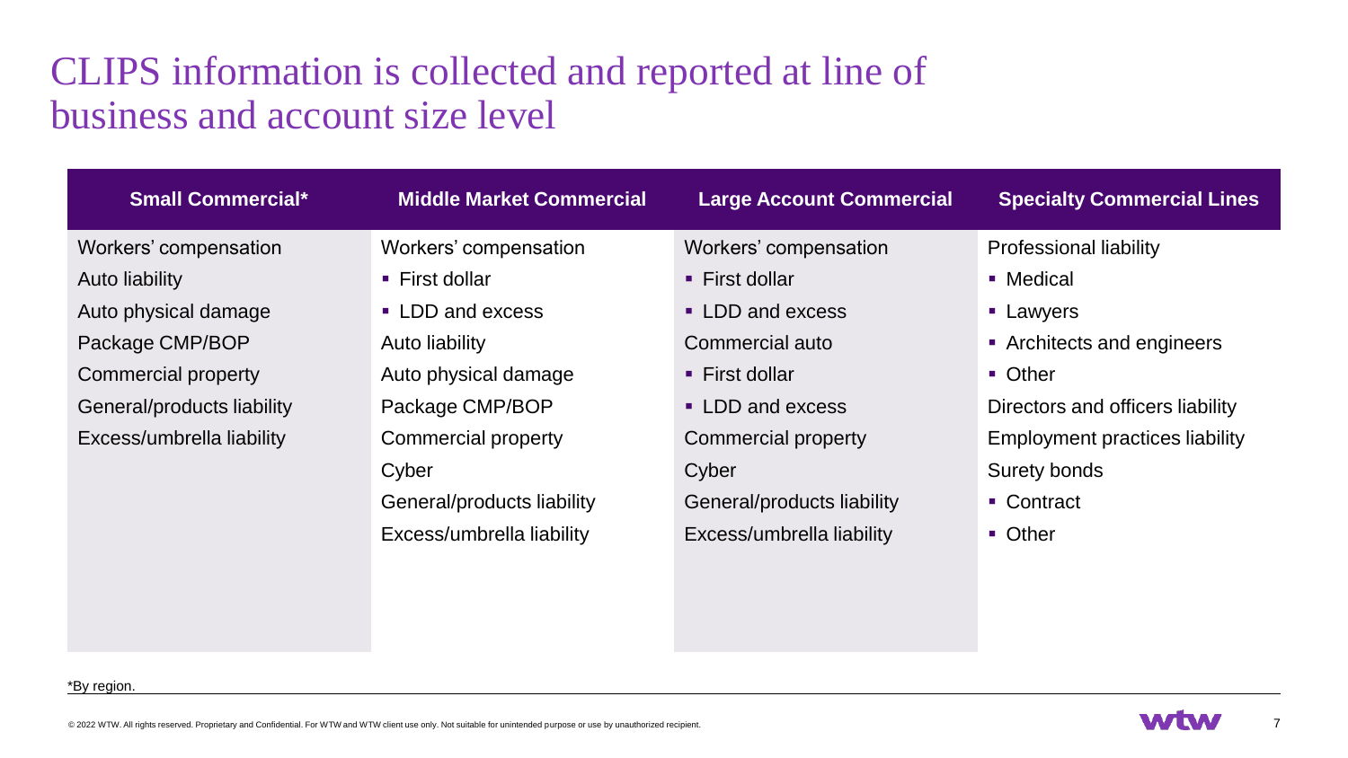# CLIPS information is collected and reported at line of business and account size level

| Small Commercial* | Middle Market Commercial | Large Account Commercial | Specialty Commercial Lines |
|---|---|---|---|
| Workers' compensation | Workers' compensation | Workers' compensation | Professional liability |
| Auto liability | ▪ First dollar | ▪ First dollar | ▪ Medical |
| Auto physical damage | ▪ LDD and excess | ▪ LDD and excess | ▪ Lawyers |
| Package CMP/BOP | Auto liability | Commercial auto | ▪ Architects and engineers |
| Commercial property | Auto physical damage | ▪ First dollar | ▪ Other |
| General/products liability | Package CMP/BOP | ▪ LDD and excess | Directors and officers liability |
| Excess/umbrella liability | Commercial property | Commercial property | Employment practices liability |
| | Cyber | Cyber | Surety bonds |
| | General/products liability | General/products liability | ▪ Contract |
| | Excess/umbrella liability | Excess/umbrella liability | ▪ Other |

*By region.

© 2022 WTW. All rights reserved. Proprietary and Confidential. For WTW and WTW client use only. Not suitable for unintended purpose or use by unauthorized recipient.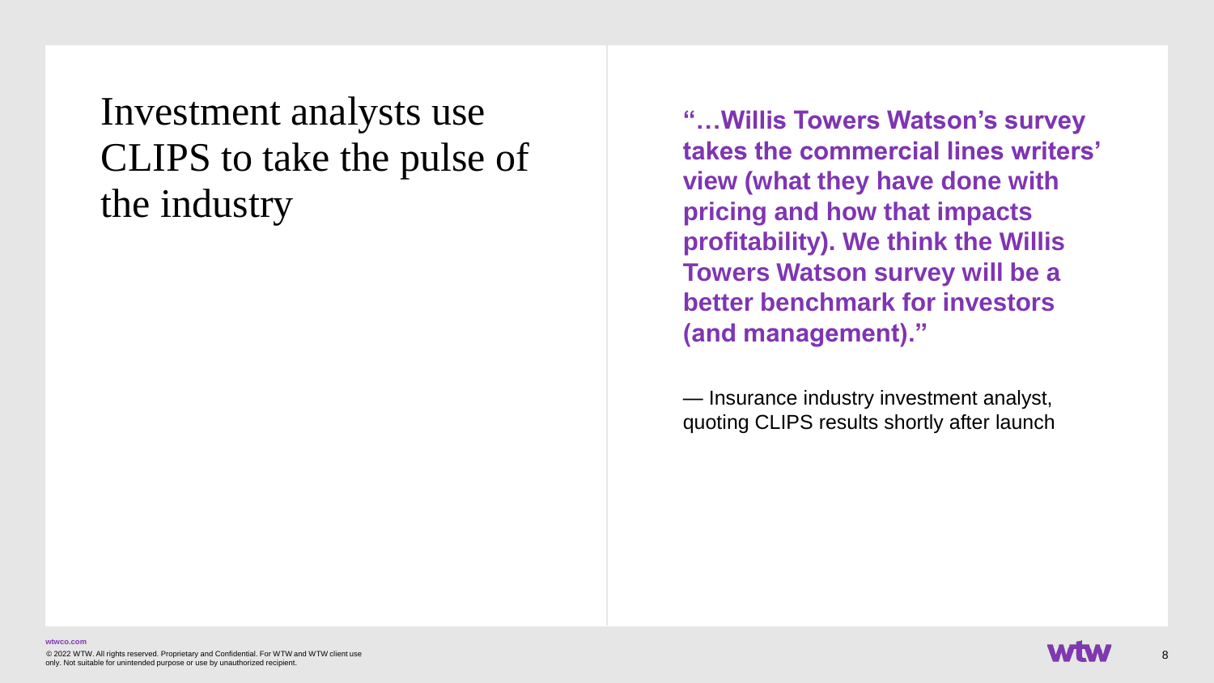# Investment analysts use CLIPS to take the pulse of the industry

**"…Willis Towers Watson's survey takes the commercial lines writers' view (what they have done with pricing and how that impacts profitability). We think the Willis Towers Watson survey will be a better benchmark for investors (and management)."**

— Insurance industry investment analyst, quoting CLIPS results shortly after launch

wtwco.com

© 2022 WTW. All rights reserved. Proprietary and Confidential. For WTW and WTW client use only. Not suitable for unintended purpose or use by unauthorized recipient.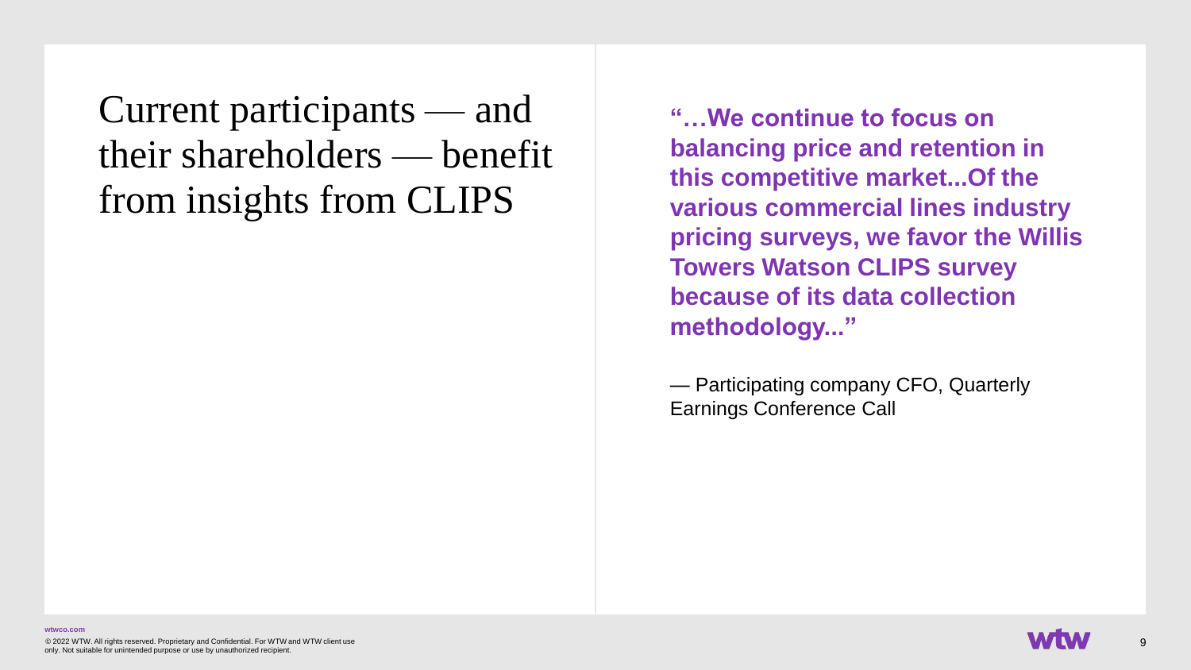# Current participants — and their shareholders — benefit from insights from CLIPS

**"…We continue to focus on balancing price and retention in this competitive market...Of the various commercial lines industry pricing surveys, we favor the Willis Towers Watson CLIPS survey because of its data collection methodology..."**

— Participating company CFO, Quarterly Earnings Conference Call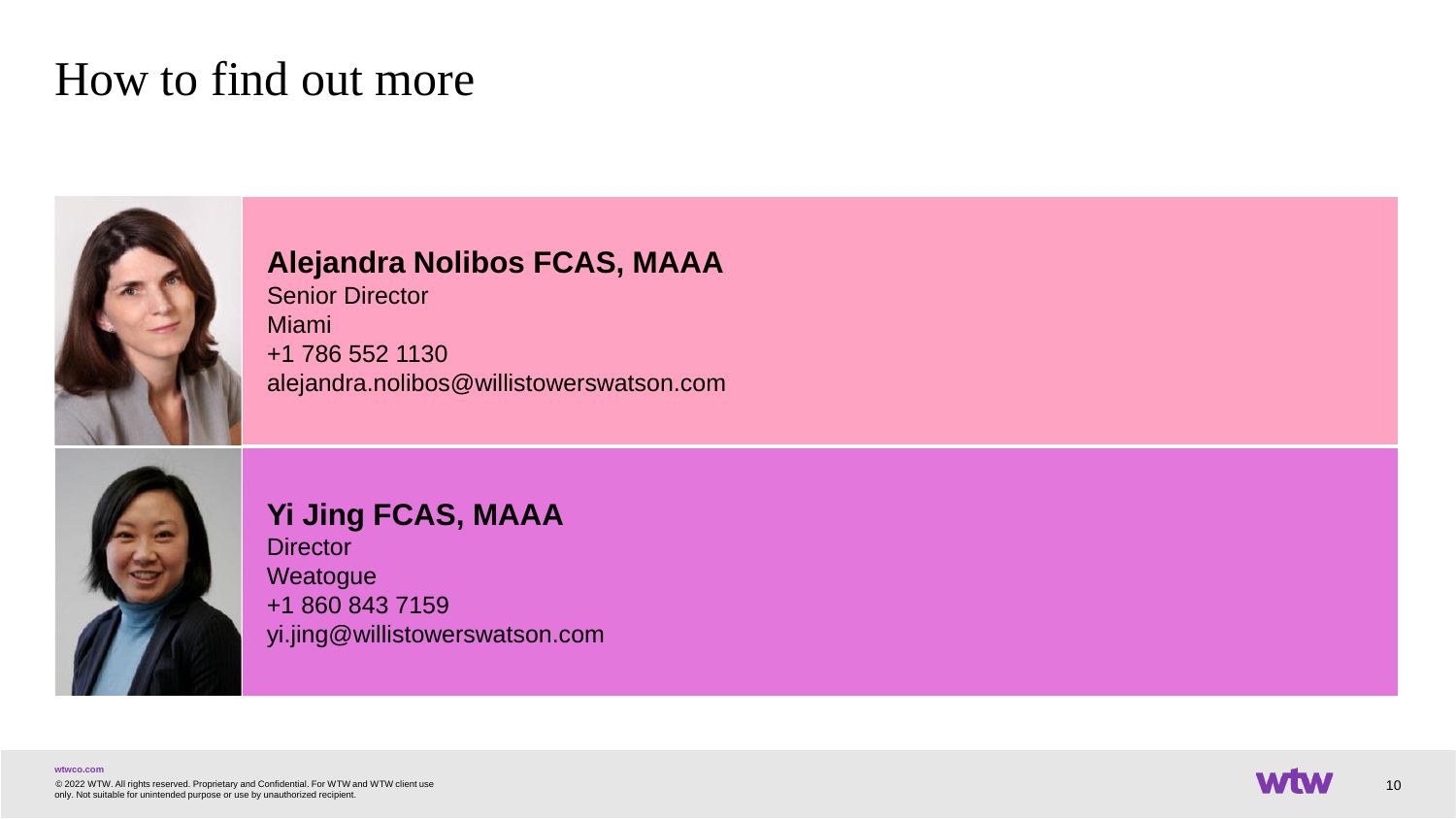# How to find out more

**Alejandra Nolibos FCAS, MAAA**
Senior Director
Miami
+1 786 552 1130
alejandra.nolibos@willistowerswatson.com

**Yi Jing FCAS, MAAA**
Director
Weatogue
+1 860 843 7159
yi.jing@willistowerswatson.com

wtwco.com

© 2022 WTW. All rights reserved. Proprietary and Confidential. For WTW and WTW client use only. Not suitable for unintended purpose or use by unauthorized recipient.